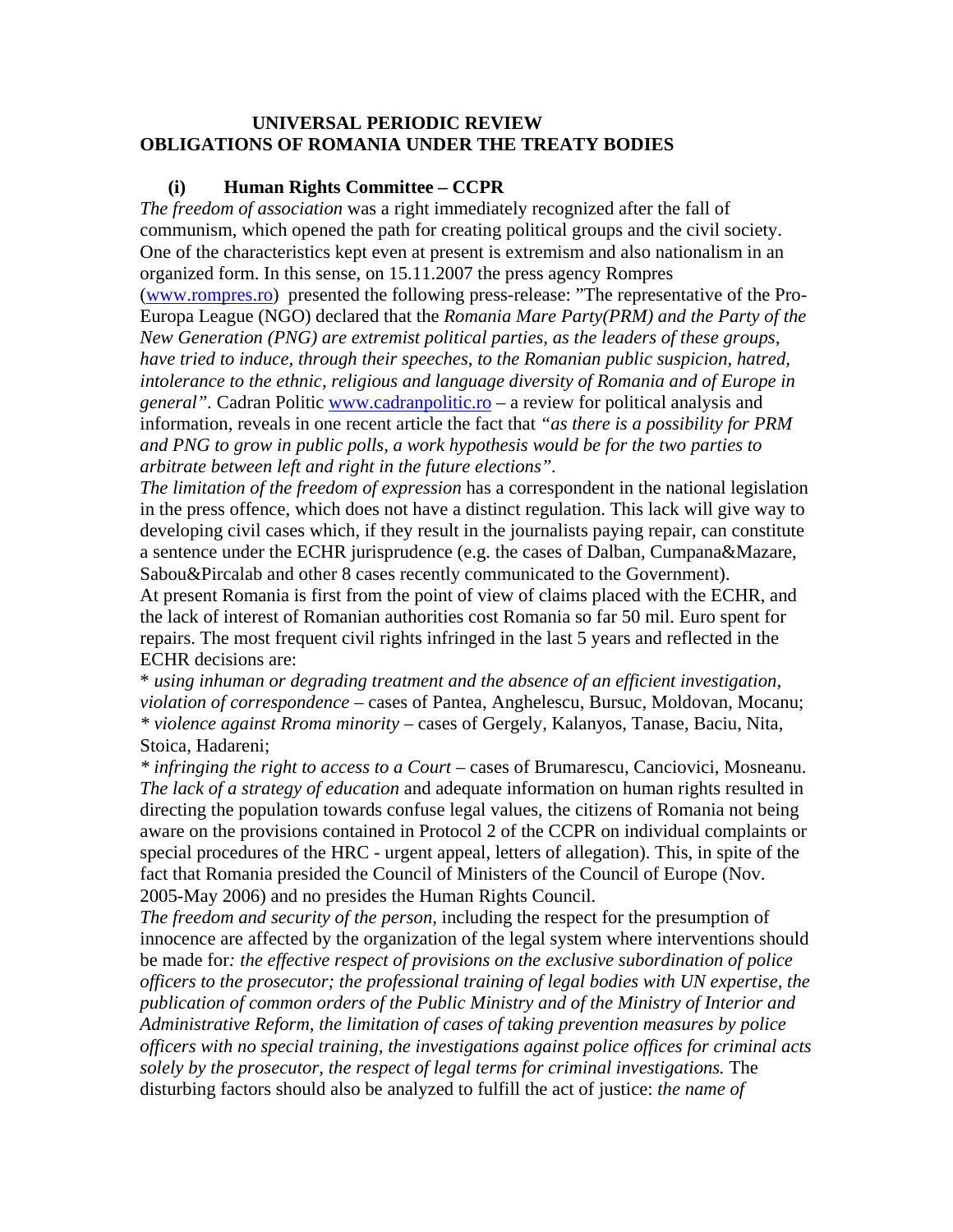# UNIVERSAL PERIODIC REVIEW
# OBLIGATIONS OF ROMANIA UNDER THE TREATY BODIES

## (i) Human Rights Committee – CCPR

*The freedom of association* was a right immediately recognized after the fall of communism, which opened the path for creating political groups and the civil society. One of the characteristics kept even at present is extremism and also nationalism in an organized form. In this sense, on 15.11.2007 the press agency Rompres (www.rompres.ro) presented the following press-release: "The representative of the Pro-Europa League (NGO) declared that the *Romania Mare Party(PRM) and the Party of the New Generation (PNG) are extremist political parties, as the leaders of these groups, have tried to induce, through their speeches, to the Romanian public suspicion, hatred, intolerance to the ethnic, religious and language diversity of Romania and of Europe in general".* Cadran Politic www.cadranpolitic.ro – a review for political analysis and information, reveals in one recent article the fact that *"as there is a possibility for PRM and PNG to grow in public polls, a work hypothesis would be for the two parties to arbitrate between left and right in the future elections".*

*The limitation of the freedom of expression* has a correspondent in the national legislation in the press offence, which does not have a distinct regulation. This lack will give way to developing civil cases which, if they result in the journalists paying repair, can constitute a sentence under the ECHR jurisprudence (e.g. the cases of Dalban, Cumpana&Mazare, Sabou&Pircalab and other 8 cases recently communicated to the Government).

At present Romania is first from the point of view of claims placed with the ECHR, and the lack of interest of Romanian authorities cost Romania so far 50 mil. Euro spent for repairs. The most frequent civil rights infringed in the last 5 years and reflected in the ECHR decisions are:

* *using inhuman or degrading treatment and the absence of an efficient investigation, violation of correspondence* – cases of Pantea, Anghelescu, Bursuc, Moldovan, Mocanu;
* *violence against Rroma minority* – cases of Gergely, Kalanyos, Tanase, Baciu, Nita, Stoica, Hadareni;
* *infringing the right to access to a Court* – cases of Brumarescu, Canciovici, Mosneanu.

*The lack of a strategy of education* and adequate information on human rights resulted in directing the population towards confuse legal values, the citizens of Romania not being aware on the provisions contained in Protocol 2 of the CCPR on individual complaints or special procedures of the HRC - urgent appeal, letters of allegation). This, in spite of the fact that Romania presided the Council of Ministers of the Council of Europe (Nov. 2005-May 2006) and no presides the Human Rights Council.

*The freedom and security of the person,* including the respect for the presumption of innocence are affected by the organization of the legal system where interventions should be made for*: the effective respect of provisions on the exclusive subordination of police officers to the prosecutor; the professional training of legal bodies with UN expertise, the publication of common orders of the Public Ministry and of the Ministry of Interior and Administrative Reform, the limitation of cases of taking prevention measures by police officers with no special training, the investigations against police offices for criminal acts solely by the prosecutor, the respect of legal terms for criminal investigations.* The disturbing factors should also be analyzed to fulfill the act of justice: *the name of*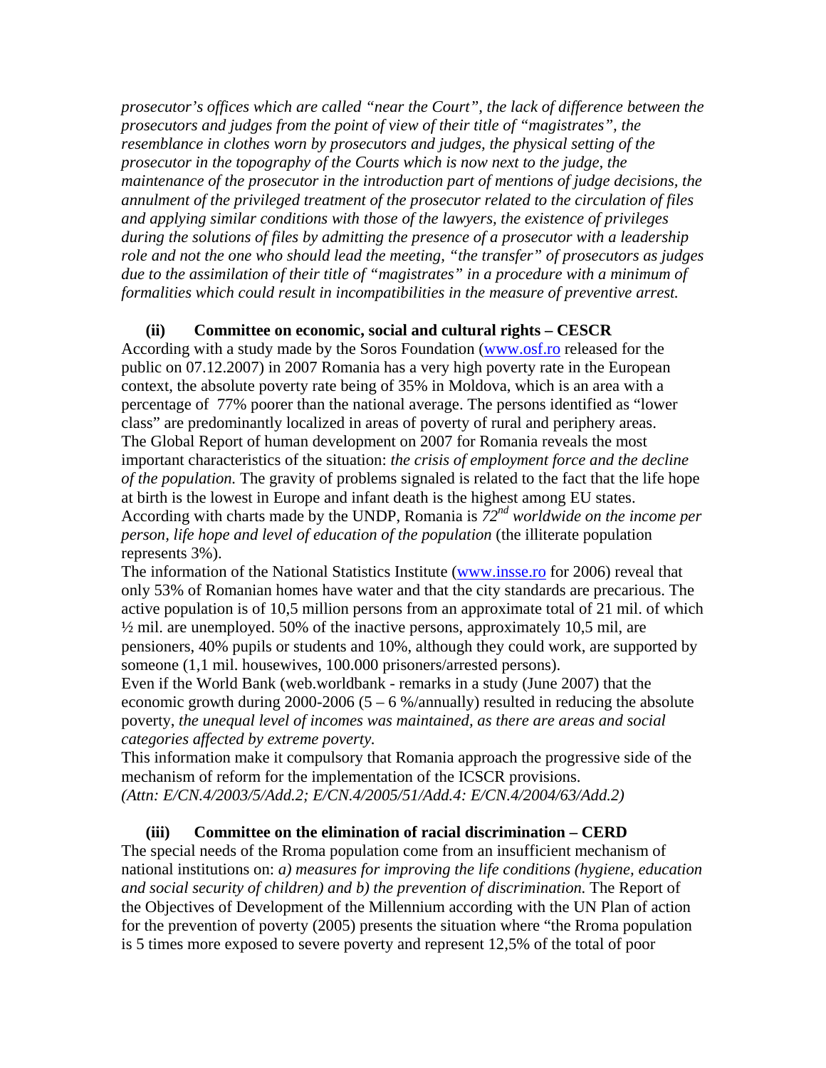*prosecutor's offices which are called "near the Court", the lack of difference between the prosecutors and judges from the point of view of their title of "magistrates", the resemblance in clothes worn by prosecutors and judges, the physical setting of the prosecutor in the topography of the Courts which is now next to the judge, the maintenance of the prosecutor in the introduction part of mentions of judge decisions, the annulment of the privileged treatment of the prosecutor related to the circulation of files and applying similar conditions with those of the lawyers, the existence of privileges during the solutions of files by admitting the presence of a prosecutor with a leadership role and not the one who should lead the meeting, "the transfer" of prosecutors as judges due to the assimilation of their title of "magistrates" in a procedure with a minimum of formalities which could result in incompatibilities in the measure of preventive arrest.*

**(ii) Committee on economic, social and cultural rights – CESCR**

According with a study made by the Soros Foundation (www.osf.ro released for the public on 07.12.2007) in 2007 Romania has a very high poverty rate in the European context, the absolute poverty rate being of 35% in Moldova, which is an area with a percentage of 77% poorer than the national average. The persons identified as "lower class" are predominantly localized in areas of poverty of rural and periphery areas.
The Global Report of human development on 2007 for Romania reveals the most important characteristics of the situation: *the crisis of employment force and the decline of the population.* The gravity of problems signaled is related to the fact that the life hope at birth is the lowest in Europe and infant death is the highest among EU states.
According with charts made by the UNDP, Romania is *72nd worldwide on the income per person, life hope and level of education of the population* (the illiterate population represents 3%).
The information of the National Statistics Institute (www.insse.ro for 2006) reveal that only 53% of Romanian homes have water and that the city standards are precarious. The active population is of 10,5 million persons from an approximate total of 21 mil. of which ½ mil. are unemployed. 50% of the inactive persons, approximately 10,5 mil, are pensioners, 40% pupils or students and 10%, although they could work, are supported by someone (1,1 mil. housewives, 100.000 prisoners/arrested persons).
Even if the World Bank (web.worldbank - remarks in a study (June 2007) that the economic growth during 2000-2006 (5 – 6 %/annually) resulted in reducing the absolute poverty, *the unequal level of incomes was maintained, as there are areas and social categories affected by extreme poverty.*
This information make it compulsory that Romania approach the progressive side of the mechanism of reform for the implementation of the ICSCR provisions.
*(Attn: E/CN.4/2003/5/Add.2; E/CN.4/2005/51/Add.4: E/CN.4/2004/63/Add.2)*

**(iii) Committee on the elimination of racial discrimination – CERD**

The special needs of the Rroma population come from an insufficient mechanism of national institutions on: *a) measures for improving the life conditions (hygiene, education and social security of children) and b) the prevention of discrimination.* The Report of the Objectives of Development of the Millennium according with the UN Plan of action for the prevention of poverty (2005) presents the situation where "the Rroma population is 5 times more exposed to severe poverty and represent 12,5% of the total of poor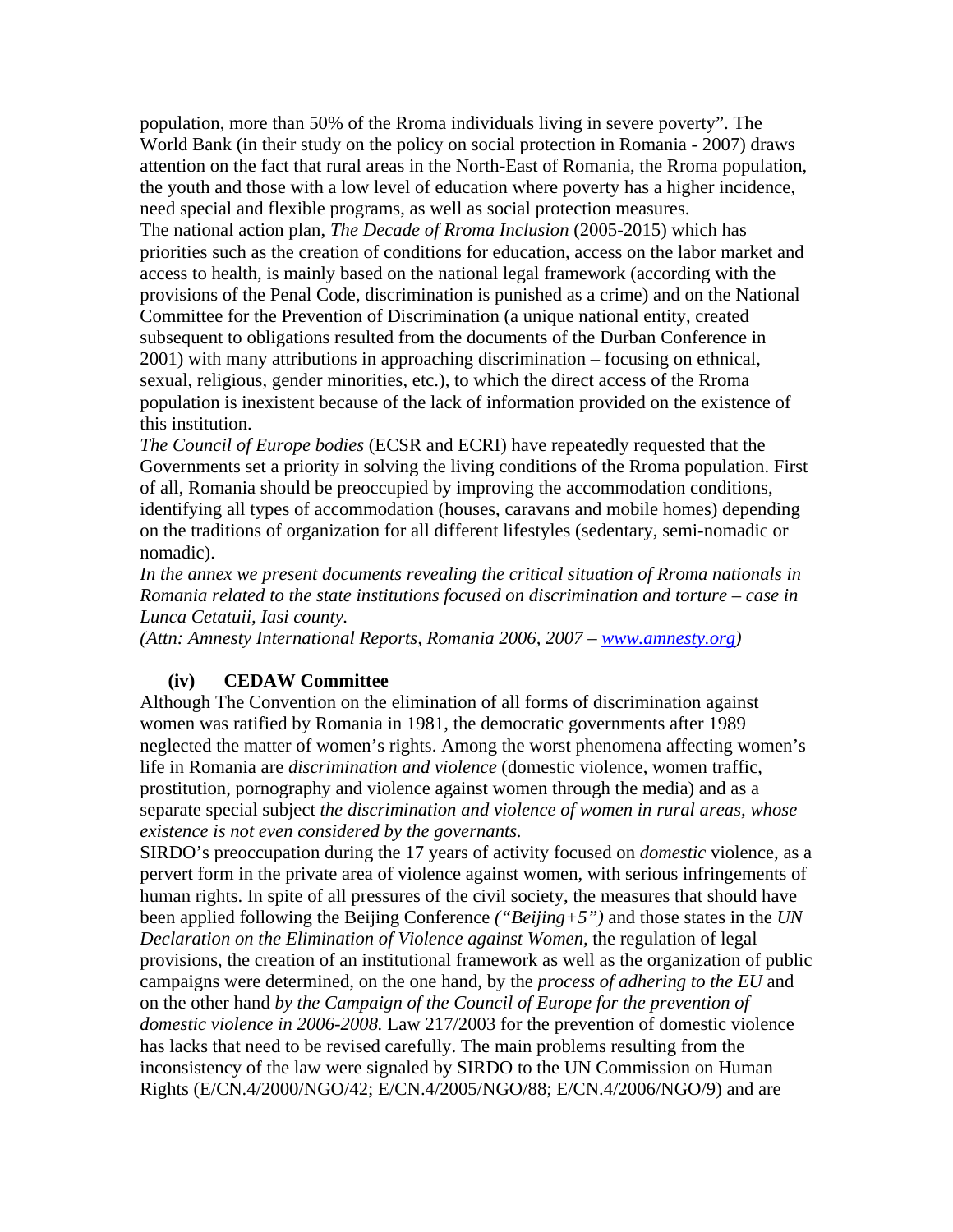population, more than 50% of the Rroma individuals living in severe poverty". The World Bank (in their study on the policy on social protection in Romania - 2007) draws attention on the fact that rural areas in the North-East of Romania, the Rroma population, the youth and those with a low level of education where poverty has a higher incidence, need special and flexible programs, as well as social protection measures.

The national action plan, *The Decade of Rroma Inclusion* (2005-2015) which has priorities such as the creation of conditions for education, access on the labor market and access to health, is mainly based on the national legal framework (according with the provisions of the Penal Code, discrimination is punished as a crime) and on the National Committee for the Prevention of Discrimination (a unique national entity, created subsequent to obligations resulted from the documents of the Durban Conference in 2001) with many attributions in approaching discrimination – focusing on ethnical, sexual, religious, gender minorities, etc.), to which the direct access of the Rroma population is inexistent because of the lack of information provided on the existence of this institution.

*The Council of Europe bodies* (ECSR and ECRI) have repeatedly requested that the Governments set a priority in solving the living conditions of the Rroma population. First of all, Romania should be preoccupied by improving the accommodation conditions, identifying all types of accommodation (houses, caravans and mobile homes) depending on the traditions of organization for all different lifestyles (sedentary, semi-nomadic or nomadic).

*In the annex we present documents revealing the critical situation of Rroma nationals in Romania related to the state institutions focused on discrimination and torture – case in Lunca Cetatuii, Iasi county.*

*(Attn: Amnesty International Reports, Romania 2006, 2007 – [www.amnesty.org](http://www.amnesty.org))*

**(iv) CEDAW Committee**

Although The Convention on the elimination of all forms of discrimination against women was ratified by Romania in 1981, the democratic governments after 1989 neglected the matter of women's rights. Among the worst phenomena affecting women's life in Romania are *discrimination and violence* (domestic violence, women traffic, prostitution, pornography and violence against women through the media) and as a separate special subject *the discrimination and violence of women in rural areas, whose existence is not even considered by the governants.*

SIRDO's preoccupation during the 17 years of activity focused on *domestic* violence, as a pervert form in the private area of violence against women, with serious infringements of human rights. In spite of all pressures of the civil society, the measures that should have been applied following the Beijing Conference *("Beijing+5")* and those states in the *UN Declaration on the Elimination of Violence against Women*, the regulation of legal provisions, the creation of an institutional framework as well as the organization of public campaigns were determined, on the one hand, by the *process of adhering to the EU* and on the other hand *by the Campaign of the Council of Europe for the prevention of domestic violence in 2006-2008.* Law 217/2003 for the prevention of domestic violence has lacks that need to be revised carefully. The main problems resulting from the inconsistency of the law were signaled by SIRDO to the UN Commission on Human Rights (E/CN.4/2000/NGO/42; E/CN.4/2005/NGO/88; E/CN.4/2006/NGO/9) and are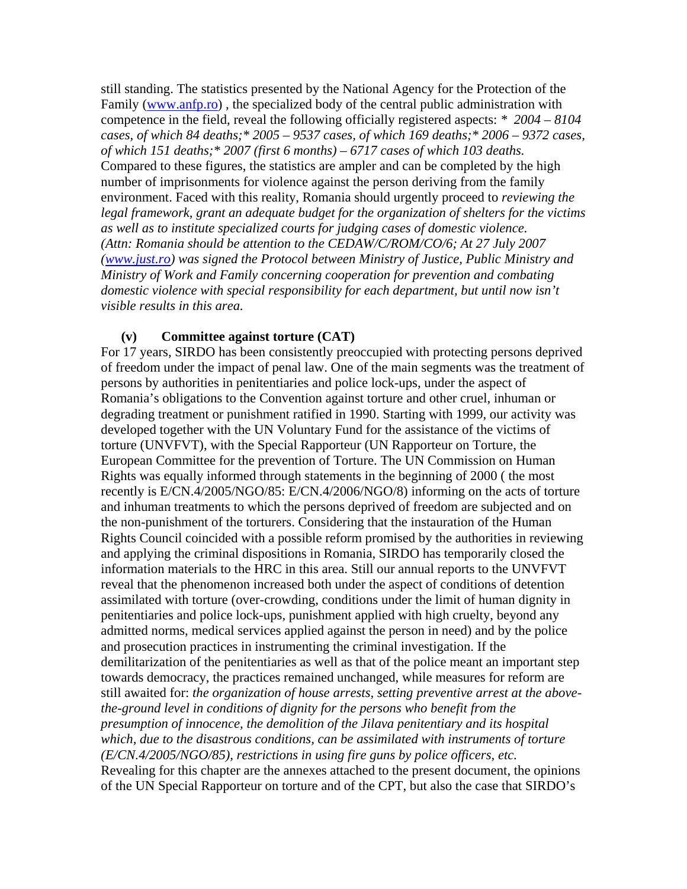still standing. The statistics presented by the National Agency for the Protection of the Family ([www.anfp.ro](http://www.anfp.ro)) , the specialized body of the central public administration with competence in the field, reveal the following officially registered aspects: * *2004 – 8104 cases, of which 84 deaths;* 2005 – 9537 cases, of which 169 deaths;* 2006 – 9372 cases, of which 151 deaths;* 2007 (first 6 months) – 6717 cases of which 103 deaths.* Compared to these figures, the statistics are ampler and can be completed by the high number of imprisonments for violence against the person deriving from the family environment. Faced with this reality, Romania should urgently proceed to *reviewing the legal framework, grant an adequate budget for the organization of shelters for the victims as well as to institute specialized courts for judging cases of domestic violence. (Attn: Romania should be attention to the CEDAW/C/ROM/CO/6; At 27 July 2007 ([www.just.ro](http://www.just.ro)) was signed the Protocol between Ministry of Justice, Public Ministry and Ministry of Work and Family concerning cooperation for prevention and combating domestic violence with special responsibility for each department, but until now isn't visible results in this area.*

**(v) Committee against torture (CAT)**

For 17 years, SIRDO has been consistently preoccupied with protecting persons deprived of freedom under the impact of penal law. One of the main segments was the treatment of persons by authorities in penitentiaries and police lock-ups, under the aspect of Romania's obligations to the Convention against torture and other cruel, inhuman or degrading treatment or punishment ratified in 1990. Starting with 1999, our activity was developed together with the UN Voluntary Fund for the assistance of the victims of torture (UNVFVT), with the Special Rapporteur (UN Rapporteur on Torture, the European Committee for the prevention of Torture. The UN Commission on Human Rights was equally informed through statements in the beginning of 2000 ( the most recently is E/CN.4/2005/NGO/85: E/CN.4/2006/NGO/8) informing on the acts of torture and inhuman treatments to which the persons deprived of freedom are subjected and on the non-punishment of the torturers. Considering that the instauration of the Human Rights Council coincided with a possible reform promised by the authorities in reviewing and applying the criminal dispositions in Romania, SIRDO has temporarily closed the information materials to the HRC in this area. Still our annual reports to the UNVFVT reveal that the phenomenon increased both under the aspect of conditions of detention assimilated with torture (over-crowding, conditions under the limit of human dignity in penitentiaries and police lock-ups, punishment applied with high cruelty, beyond any admitted norms, medical services applied against the person in need) and by the police and prosecution practices in instrumenting the criminal investigation. If the demilitarization of the penitentiaries as well as that of the police meant an important step towards democracy, the practices remained unchanged, while measures for reform are still awaited for: *the organization of house arrests, setting preventive arrest at the above-the-ground level in conditions of dignity for the persons who benefit from the presumption of innocence, the demolition of the Jilava penitentiary and its hospital which, due to the disastrous conditions, can be assimilated with instruments of torture (E/CN.4/2005/NGO/85), restrictions in using fire guns by police officers, etc.* Revealing for this chapter are the annexes attached to the present document, the opinions of the UN Special Rapporteur on torture and of the CPT, but also the case that SIRDO's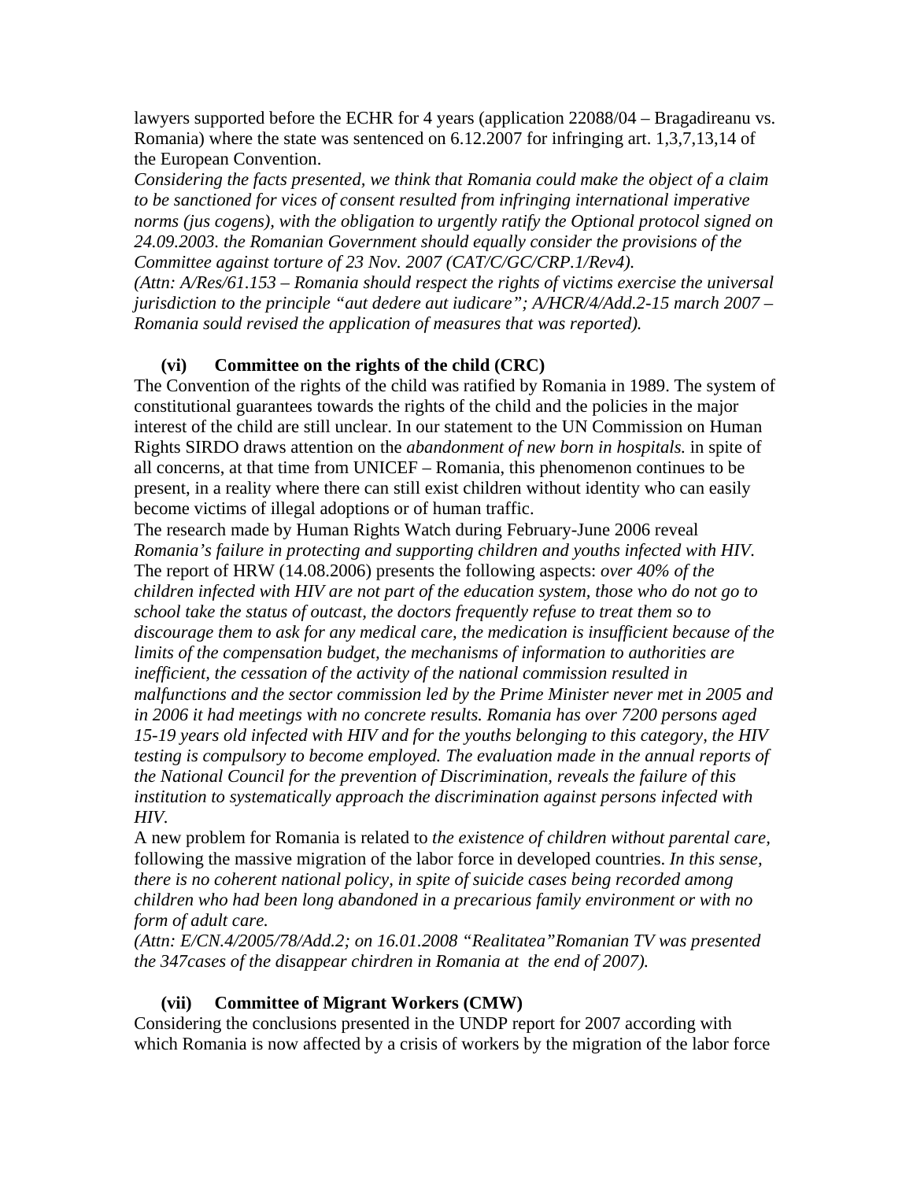lawyers supported before the ECHR for 4 years (application 22088/04 – Bragadireanu vs. Romania) where the state was sentenced on 6.12.2007 for infringing art. 1,3,7,13,14 of the European Convention.

*Considering the facts presented, we think that Romania could make the object of a claim to be sanctioned for vices of consent resulted from infringing international imperative norms (jus cogens), with the obligation to urgently ratify the Optional protocol signed on 24.09.2003. the Romanian Government should equally consider the provisions of the Committee against torture of 23 Nov. 2007 (CAT/C/GC/CRP.1/Rev4).*

*(Attn: A/Res/61.153 – Romania should respect the rights of victims exercise the universal jurisdiction to the principle "aut dedere aut iudicare"; A/HCR/4/Add.2-15 march 2007 – Romania sould revised the application of measures that was reported).*

**(vi) Committee on the rights of the child (CRC)**

The Convention of the rights of the child was ratified by Romania in 1989. The system of constitutional guarantees towards the rights of the child and the policies in the major interest of the child are still unclear. In our statement to the UN Commission on Human Rights SIRDO draws attention on the *abandonment of new born in hospitals.* in spite of all concerns, at that time from UNICEF – Romania, this phenomenon continues to be present, in a reality where there can still exist children without identity who can easily become victims of illegal adoptions or of human traffic.

The research made by Human Rights Watch during February-June 2006 reveal *Romania's failure in protecting and supporting children and youths infected with HIV.* The report of HRW (14.08.2006) presents the following aspects: *over 40% of the children infected with HIV are not part of the education system, those who do not go to school take the status of outcast, the doctors frequently refuse to treat them so to discourage them to ask for any medical care, the medication is insufficient because of the limits of the compensation budget, the mechanisms of information to authorities are inefficient, the cessation of the activity of the national commission resulted in malfunctions and the sector commission led by the Prime Minister never met in 2005 and in 2006 it had meetings with no concrete results. Romania has over 7200 persons aged 15-19 years old infected with HIV and for the youths belonging to this category, the HIV testing is compulsory to become employed. The evaluation made in the annual reports of the National Council for the prevention of Discrimination, reveals the failure of this institution to systematically approach the discrimination against persons infected with HIV.*

A new problem for Romania is related to *the existence of children without parental care,* following the massive migration of the labor force in developed countries. *In this sense, there is no coherent national policy, in spite of suicide cases being recorded among children who had been long abandoned in a precarious family environment or with no form of adult care.*

*(Attn: E/CN.4/2005/78/Add.2; on 16.01.2008 "Realitatea"Romanian TV was presented the 347cases of the disappear chirdren in Romania at the end of 2007).*

**(vii) Committee of Migrant Workers (CMW)**

Considering the conclusions presented in the UNDP report for 2007 according with which Romania is now affected by a crisis of workers by the migration of the labor force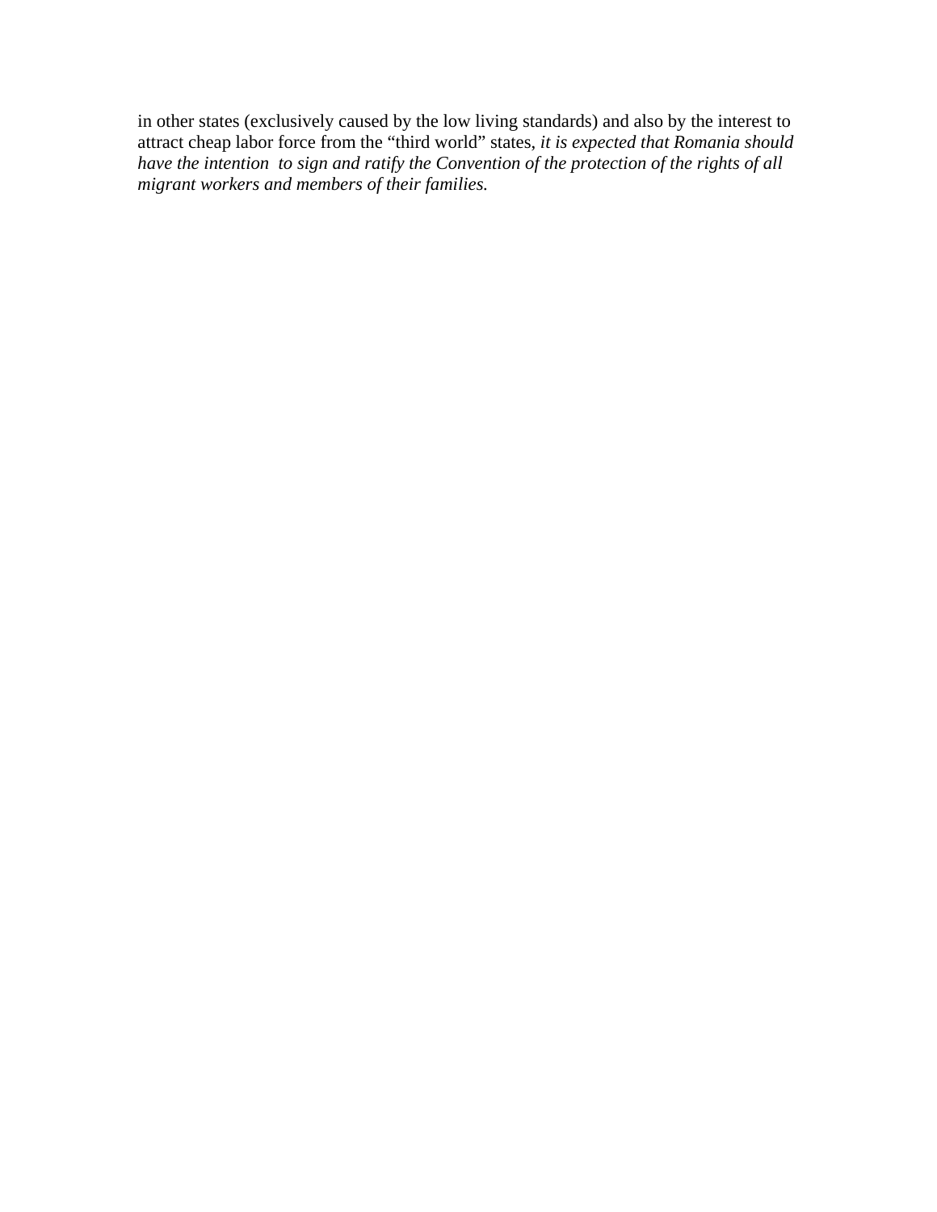in other states (exclusively caused by the low living standards) and also by the interest to attract cheap labor force from the "third world" states, *it is expected that Romania should have the intention to sign and ratify the Convention of the protection of the rights of all migrant workers and members of their families.*